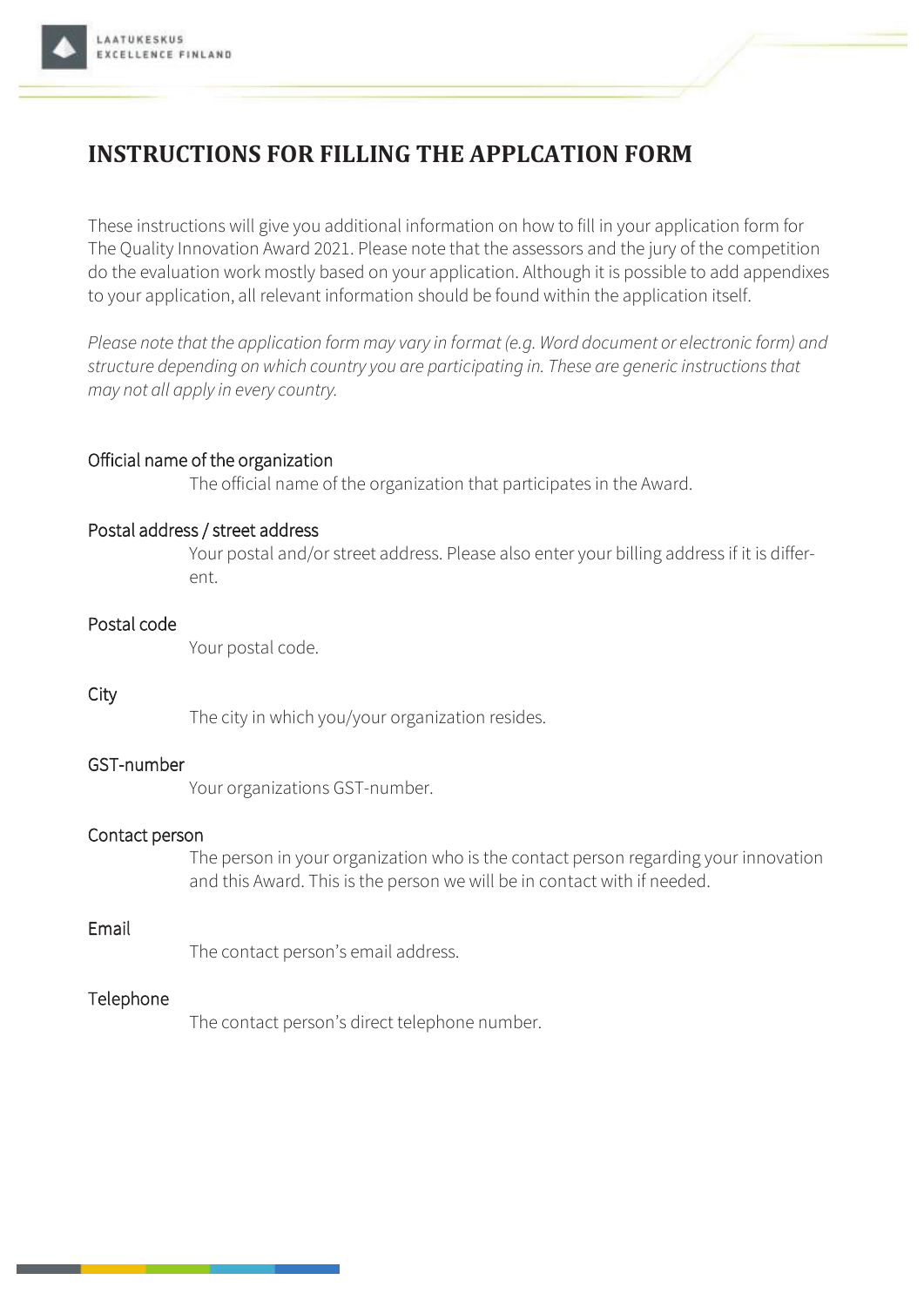# INSTRUCTIONS FOR FILLING THE APPLCATION FORM

These instructions will give you additional information on how to fill in your application form for The Quality Innovation Award 2021. Please note that the assessors and the jury of the competition do the evaluation work mostly based on your application. Although it is possible to add appendixes to your application, all relevant information should be found within the application itself.

*Please note that the application form may vary in format (e.g. Word document or electronic form) and structure depending on which country you are participating in. These are generic instructions that may not all apply in every country.*

**Official name of the organization**

The official name of the organization that participates in the Award.

**Postal address / street address**

Your postal and/or street address. Please also enter your billing address if it is different.

**Postal code**

Your postal code.

**City**

The city in which you/your organization resides.

**GST-number**

Your organizations GST-number.

**Contact person**

The person in your organization who is the contact person regarding your innovation and this Award. This is the person we will be in contact with if needed.

**Email**

The contact person's email address.

**Telephone**

The contact person's direct telephone number.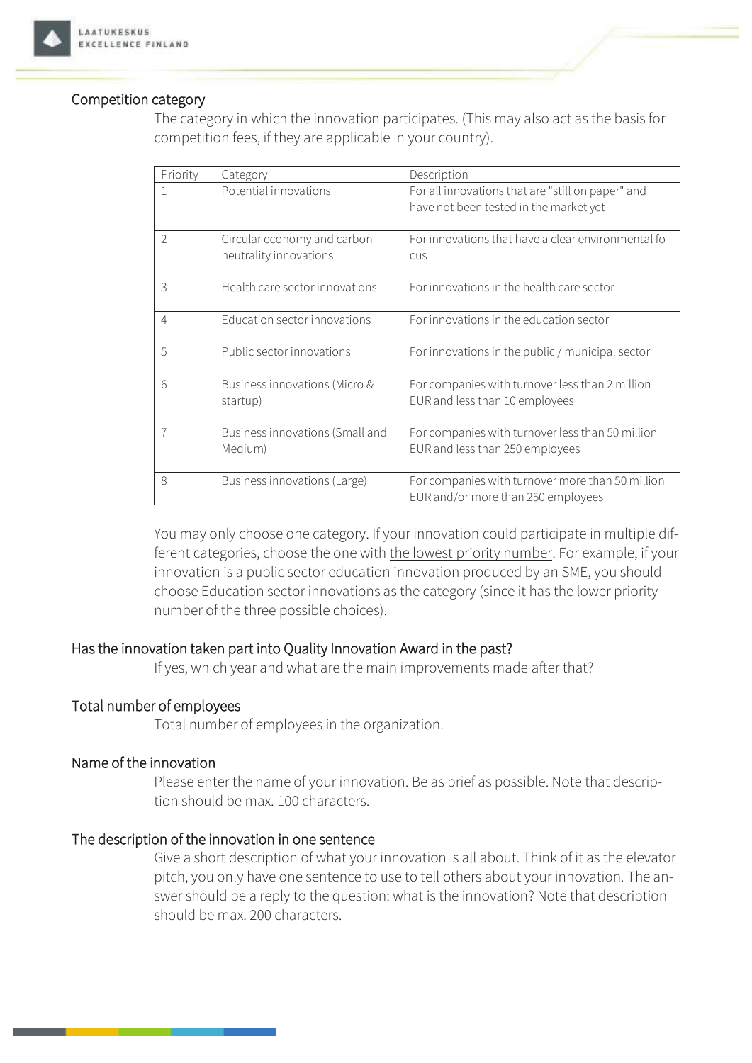## Competition category

The category in which the innovation participates. (This may also act as the basis for competition fees, if they are applicable in your country).

| Priority | Category | Description |
|---|---|---|
| 1 | Potential innovations | For all innovations that are "still on paper" and have not been tested in the market yet |
| 2 | Circular economy and carbon neutrality innovations | For innovations that have a clear environmental focus |
| 3 | Health care sector innovations | For innovations in the health care sector |
| 4 | Education sector innovations | For innovations in the education sector |
| 5 | Public sector innovations | For innovations in the public / municipal sector |
| 6 | Business innovations (Micro & startup) | For companies with turnover less than 2 million EUR and less than 10 employees |
| 7 | Business innovations (Small and Medium) | For companies with turnover less than 50 million EUR and less than 250 employees |
| 8 | Business innovations (Large) | For companies with turnover more than 50 million EUR and/or more than 250 employees |

You may only choose one category. If your innovation could participate in multiple different categories, choose the one with the lowest priority number. For example, if your innovation is a public sector education innovation produced by an SME, you should choose Education sector innovations as the category (since it has the lower priority number of the three possible choices).

## Has the innovation taken part into Quality Innovation Award in the past?

If yes, which year and what are the main improvements made after that?

## Total number of employees

Total number of employees in the organization.

## Name of the innovation

Please enter the name of your innovation. Be as brief as possible. Note that description should be max. 100 characters.

## The description of the innovation in one sentence

Give a short description of what your innovation is all about. Think of it as the elevator pitch, you only have one sentence to use to tell others about your innovation. The answer should be a reply to the question: what is the innovation? Note that description should be max. 200 characters.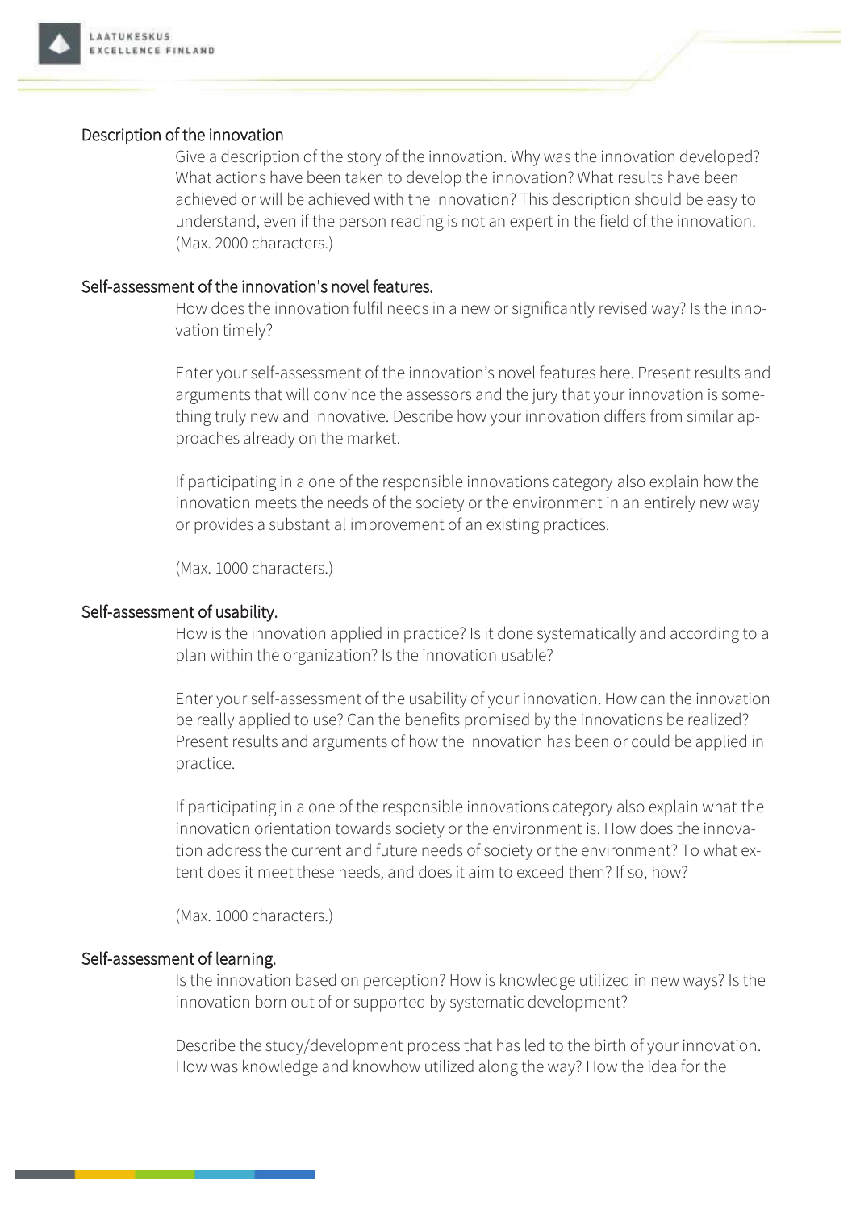## Description of the innovation

Give a description of the story of the innovation. Why was the innovation developed? What actions have been taken to develop the innovation? What results have been achieved or will be achieved with the innovation? This description should be easy to understand, even if the person reading is not an expert in the field of the innovation. (Max. 2000 characters.)

## Self-assessment of the innovation's novel features.

How does the innovation fulfil needs in a new or significantly revised way? Is the innovation timely?

Enter your self-assessment of the innovation's novel features here. Present results and arguments that will convince the assessors and the jury that your innovation is something truly new and innovative. Describe how your innovation differs from similar approaches already on the market.

If participating in a one of the responsible innovations category also explain how the innovation meets the needs of the society or the environment in an entirely new way or provides a substantial improvement of an existing practices.

(Max. 1000 characters.)

## Self-assessment of usability.

How is the innovation applied in practice? Is it done systematically and according to a plan within the organization? Is the innovation usable?

Enter your self-assessment of the usability of your innovation. How can the innovation be really applied to use? Can the benefits promised by the innovations be realized? Present results and arguments of how the innovation has been or could be applied in practice.

If participating in a one of the responsible innovations category also explain what the innovation orientation towards society or the environment is. How does the innovation address the current and future needs of society or the environment? To what extent does it meet these needs, and does it aim to exceed them? If so, how?

(Max. 1000 characters.)

## Self-assessment of learning.

Is the innovation based on perception? How is knowledge utilized in new ways? Is the innovation born out of or supported by systematic development?

Describe the study/development process that has led to the birth of your innovation. How was knowledge and knowhow utilized along the way? How the idea for the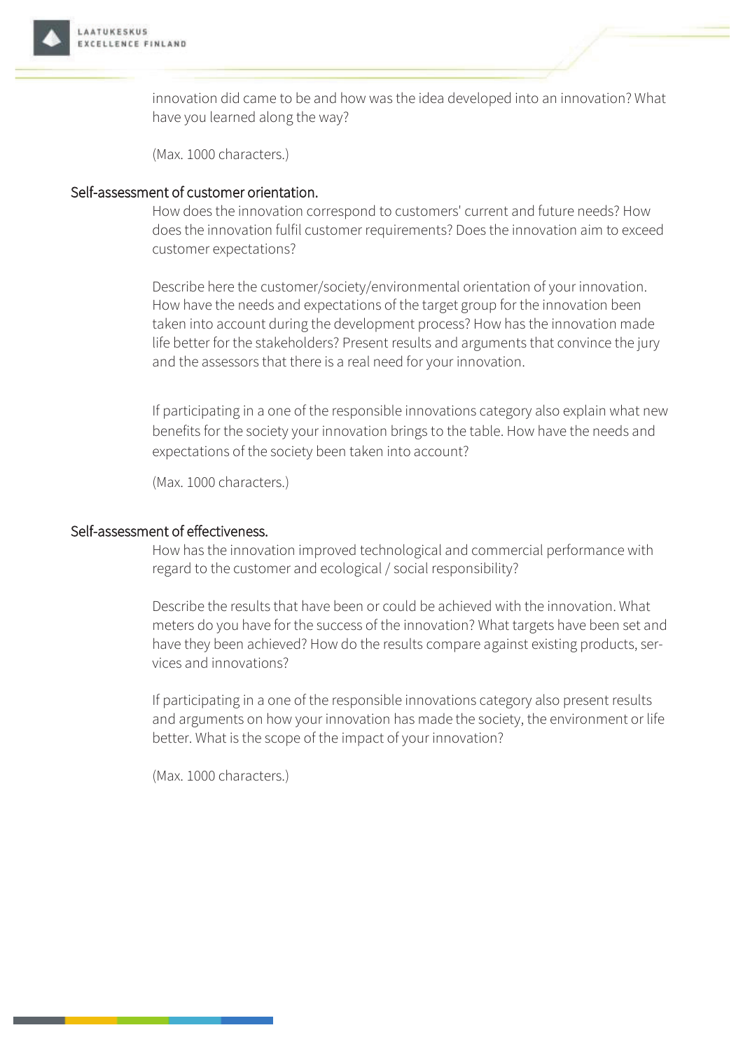innovation did came to be and how was the idea developed into an innovation? What have you learned along the way?

(Max. 1000 characters.)

## Self-assessment of customer orientation.

How does the innovation correspond to customers' current and future needs? How does the innovation fulfil customer requirements? Does the innovation aim to exceed customer expectations?

Describe here the customer/society/environmental orientation of your innovation. How have the needs and expectations of the target group for the innovation been taken into account during the development process? How has the innovation made life better for the stakeholders? Present results and arguments that convince the jury and the assessors that there is a real need for your innovation.

If participating in a one of the responsible innovations category also explain what new benefits for the society your innovation brings to the table. How have the needs and expectations of the society been taken into account?

(Max. 1000 characters.)

## Self-assessment of effectiveness.

How has the innovation improved technological and commercial performance with regard to the customer and ecological / social responsibility?

Describe the results that have been or could be achieved with the innovation. What meters do you have for the success of the innovation? What targets have been set and have they been achieved? How do the results compare against existing products, services and innovations?

If participating in a one of the responsible innovations category also present results and arguments on how your innovation has made the society, the environment or life better. What is the scope of the impact of your innovation?

(Max. 1000 characters.)